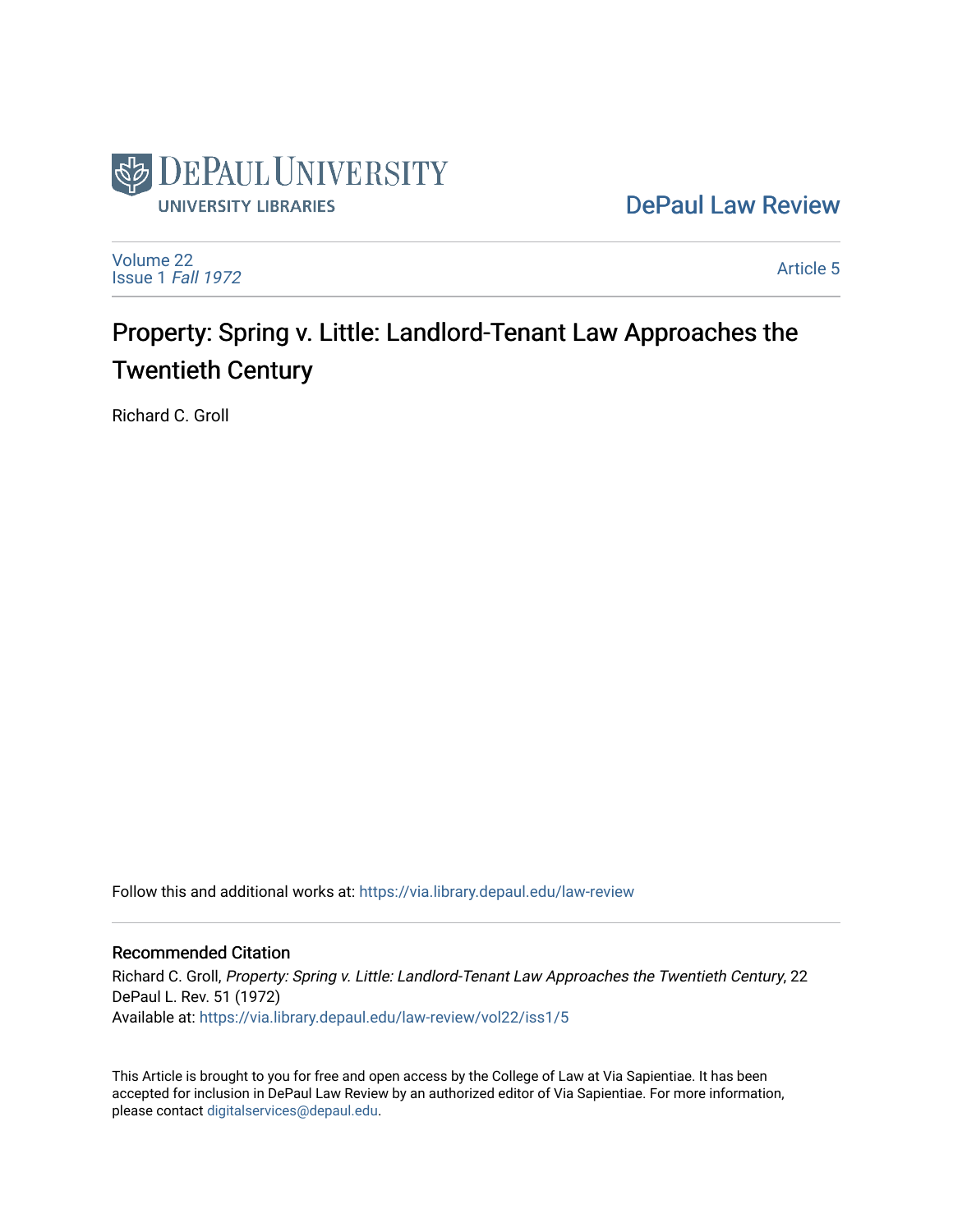DePaul University
University Libraries

DePaul Law Review

Volume 22
Issue 1 *Fall 1972*

Article 5

# Property: Spring v. Little: Landlord-Tenant Law Approaches the Twentieth Century

Richard C. Groll

Follow this and additional works at: https://via.library.depaul.edu/law-review

## Recommended Citation

Richard C. Groll, *Property: Spring v. Little: Landlord-Tenant Law Approaches the Twentieth Century*, 22 DePaul L. Rev. 51 (1972)
Available at: https://via.library.depaul.edu/law-review/vol22/iss1/5

This Article is brought to you for free and open access by the College of Law at Via Sapientiae. It has been accepted for inclusion in DePaul Law Review by an authorized editor of Via Sapientiae. For more information, please contact digitalservices@depaul.edu.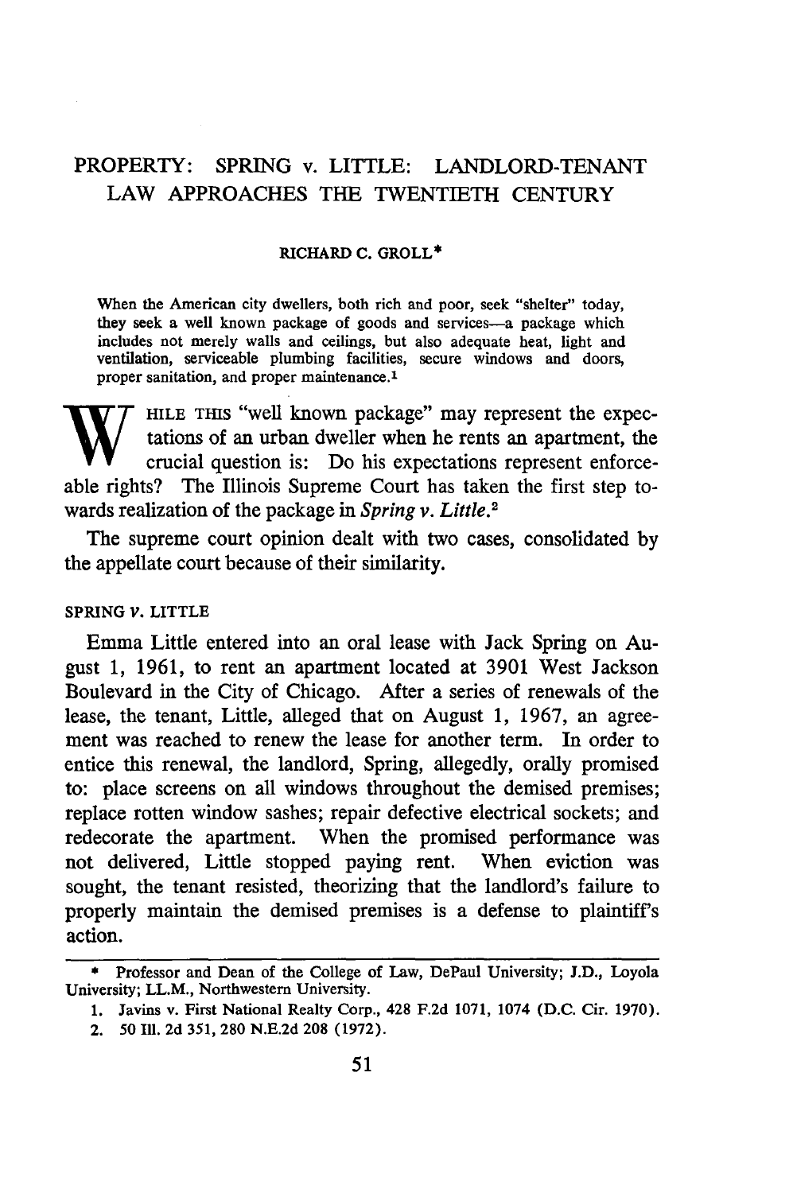# PROPERTY: SPRING v. LITTLE: LANDLORD-TENANT LAW APPROACHES THE TWENTIETH CENTURY

RICHARD C. GROLL*

> When the American city dwellers, both rich and poor, seek "shelter" today, they seek a well known package of goods and services—a package which includes not merely walls and ceilings, but also adequate heat, light and ventilation, serviceable plumbing facilities, secure windows and doors, proper sanitation, and proper maintenance.[1]

WHILE THIS "well known package" may represent the expectations of an urban dweller when he rents an apartment, the crucial question is: Do his expectations represent enforceable rights? The Illinois Supreme Court has taken the first step towards realization of the package in *Spring v. Little*.[2]

The supreme court opinion dealt with two cases, consolidated by the appellate court because of their similarity.

## SPRING *v.* LITTLE

Emma Little entered into an oral lease with Jack Spring on August 1, 1961, to rent an apartment located at 3901 West Jackson Boulevard in the City of Chicago. After a series of renewals of the lease, the tenant, Little, alleged that on August 1, 1967, an agreement was reached to renew the lease for another term. In order to entice this renewal, the landlord, Spring, allegedly, orally promised to: place screens on all windows throughout the demised premises; replace rotten window sashes; repair defective electrical sockets; and redecorate the apartment. When the promised performance was not delivered, Little stopped paying rent. When eviction was sought, the tenant resisted, theorizing that the landlord's failure to properly maintain the demised premises is a defense to plaintiff's action.

---

\* Professor and Dean of the College of Law, DePaul University; J.D., Loyola University; LL.M., Northwestern University.

1. Javins v. First National Realty Corp., 428 F.2d 1071, 1074 (D.C. Cir. 1970).
2. 50 Ill. 2d 351, 280 N.E.2d 208 (1972).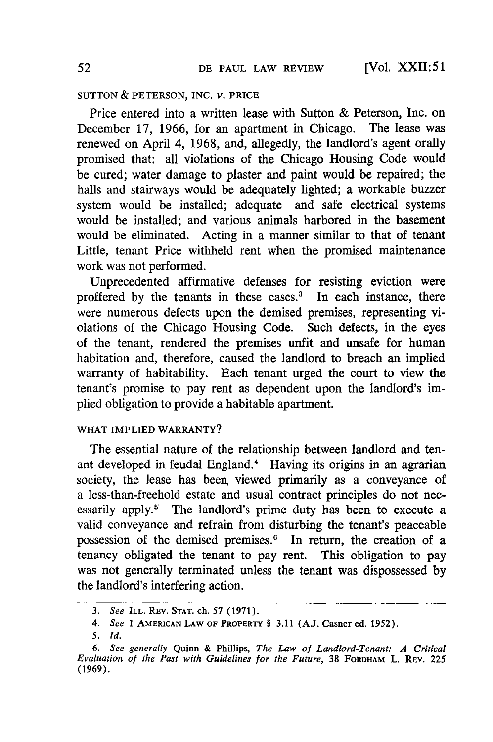SUTTON & PETERSON, INC. *v.* PRICE

Price entered into a written lease with Sutton & Peterson, Inc. on December 17, 1966, for an apartment in Chicago. The lease was renewed on April 4, 1968, and, allegedly, the landlord's agent orally promised that: all violations of the Chicago Housing Code would be cured; water damage to plaster and paint would be repaired; the halls and stairways would be adequately lighted; a workable buzzer system would be installed; adequate and safe electrical systems would be installed; and various animals harbored in the basement would be eliminated. Acting in a manner similar to that of tenant Little, tenant Price withheld rent when the promised maintenance work was not performed.

Unprecedented affirmative defenses for resisting eviction were proffered by the tenants in these cases.[3] In each instance, there were numerous defects upon the demised premises, representing violations of the Chicago Housing Code. Such defects, in the eyes of the tenant, rendered the premises unfit and unsafe for human habitation and, therefore, caused the landlord to breach an implied warranty of habitability. Each tenant urged the court to view the tenant's promise to pay rent as dependent upon the landlord's implied obligation to provide a habitable apartment.

WHAT IMPLIED WARRANTY?

The essential nature of the relationship between landlord and tenant developed in feudal England.[4] Having its origins in an agrarian society, the lease has been viewed primarily as a conveyance of a less-than-freehold estate and usual contract principles do not necessarily apply.[5] The landlord's prime duty has been to execute a valid conveyance and refrain from disturbing the tenant's peaceable possession of the demised premises.[6] In return, the creation of a tenancy obligated the tenant to pay rent. This obligation to pay was not generally terminated unless the tenant was dispossessed by the landlord's interfering action.

---

3. *See* ILL. REV. STAT. ch. 57 (1971).

4. *See* 1 AMERICAN LAW OF PROPERTY § 3.11 (A.J. Casner ed. 1952).

5. *Id.*

6. *See generally* Quinn & Phillips, *The Law of Landlord-Tenant: A Critical Evaluation of the Past with Guidelines for the Future,* 38 FORDHAM L. REV. 225 (1969).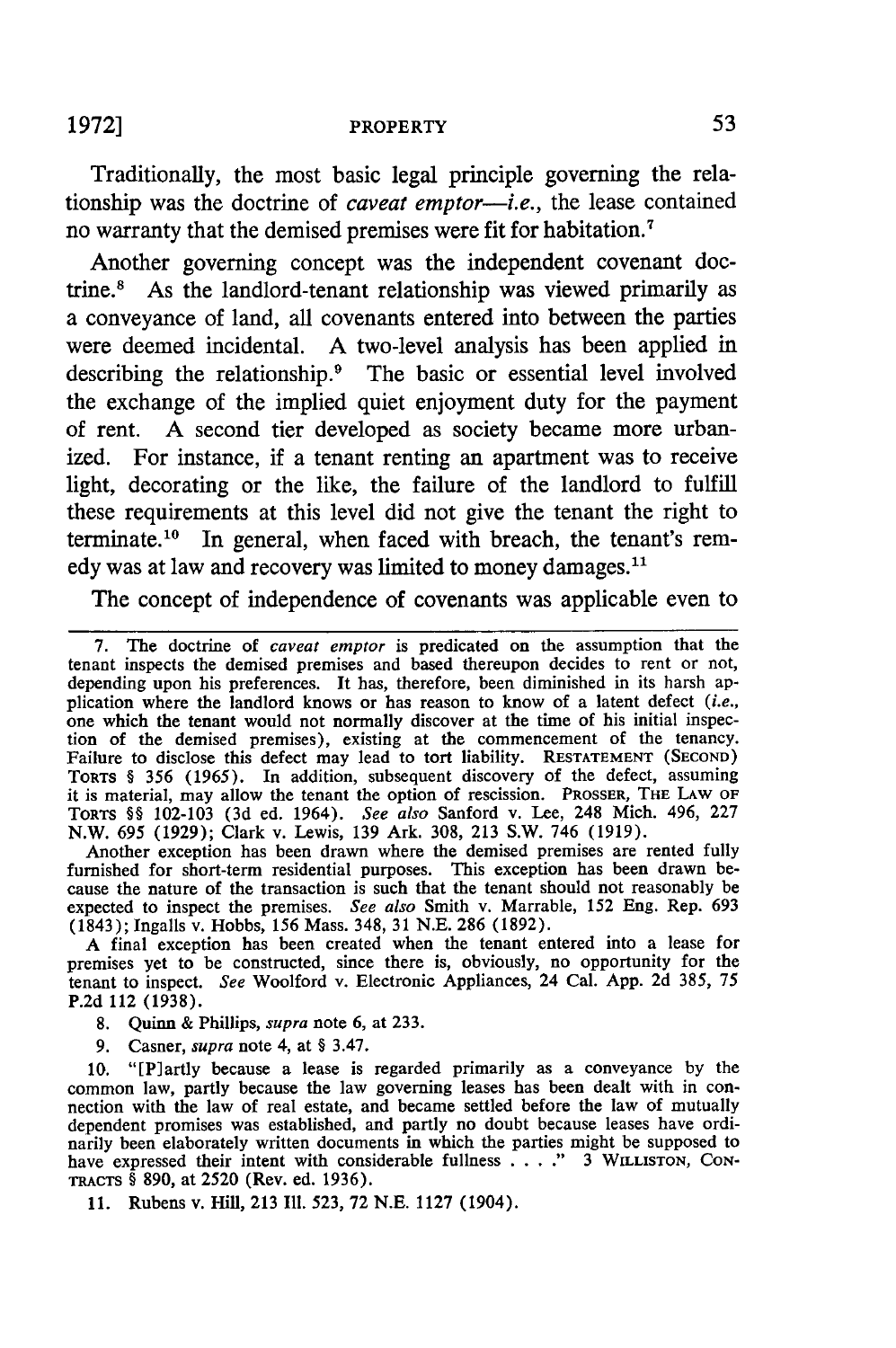Traditionally, the most basic legal principle governing the relationship was the doctrine of *caveat emptor—i.e.*, the lease contained no warranty that the demised premises were fit for habitation.[7]

Another governing concept was the independent covenant doctrine.[8] As the landlord-tenant relationship was viewed primarily as a conveyance of land, all covenants entered into between the parties were deemed incidental. A two-level analysis has been applied in describing the relationship.[9] The basic or essential level involved the exchange of the implied quiet enjoyment duty for the payment of rent. A second tier developed as society became more urbanized. For instance, if a tenant renting an apartment was to receive light, decorating or the like, the failure of the landlord to fulfill these requirements at this level did not give the tenant the right to terminate.[10] In general, when faced with breach, the tenant's remedy was at law and recovery was limited to money damages.[11]

The concept of independence of covenants was applicable even to

---

7. The doctrine of *caveat emptor* is predicated on the assumption that the tenant inspects the demised premises and based thereupon decides to rent or not, depending upon his preferences. It has, therefore, been diminished in its harsh application where the landlord knows or has reason to know of a latent defect (*i.e.*, one which the tenant would not normally discover at the time of his initial inspection of the demised premises), existing at the commencement of the tenancy. Failure to disclose this defect may lead to tort liability. RESTATEMENT (SECOND) TORTS § 356 (1965). In addition, subsequent discovery of the defect, assuming it is material, may allow the tenant the option of rescission. PROSSER, THE LAW OF TORTS §§ 102-103 (3d ed. 1964). *See also* Sanford v. Lee, 248 Mich. 496, 227 N.W. 695 (1929); Clark v. Lewis, 139 Ark. 308, 213 S.W. 746 (1919).

Another exception has been drawn where the demised premises are rented fully furnished for short-term residential purposes. This exception has been drawn because the nature of the transaction is such that the tenant should not reasonably be expected to inspect the premises. *See also* Smith v. Marrable, 152 Eng. Rep. 693 (1843); Ingalls v. Hobbs, 156 Mass. 348, 31 N.E. 286 (1892).

A final exception has been created when the tenant entered into a lease for premises yet to be constructed, since there is, obviously, no opportunity for the tenant to inspect. *See* Woolford v. Electronic Appliances, 24 Cal. App. 2d 385, 75 P.2d 112 (1938).

8. Quinn & Phillips, *supra* note 6, at 233.

9. Casner, *supra* note 4, at § 3.47.

10. "[P]artly because a lease is regarded primarily as a conveyance by the common law, partly because the law governing leases has been dealt with in connection with the law of real estate, and became settled before the law of mutually dependent promises was established, and partly no doubt because leases have ordinarily been elaborately written documents in which the parties might be supposed to have expressed their intent with considerable fullness . . . ." 3 WILLISTON, CONTRACTS § 890, at 2520 (Rev. ed. 1936).

11. Rubens v. Hill, 213 Ill. 523, 72 N.E. 1127 (1904).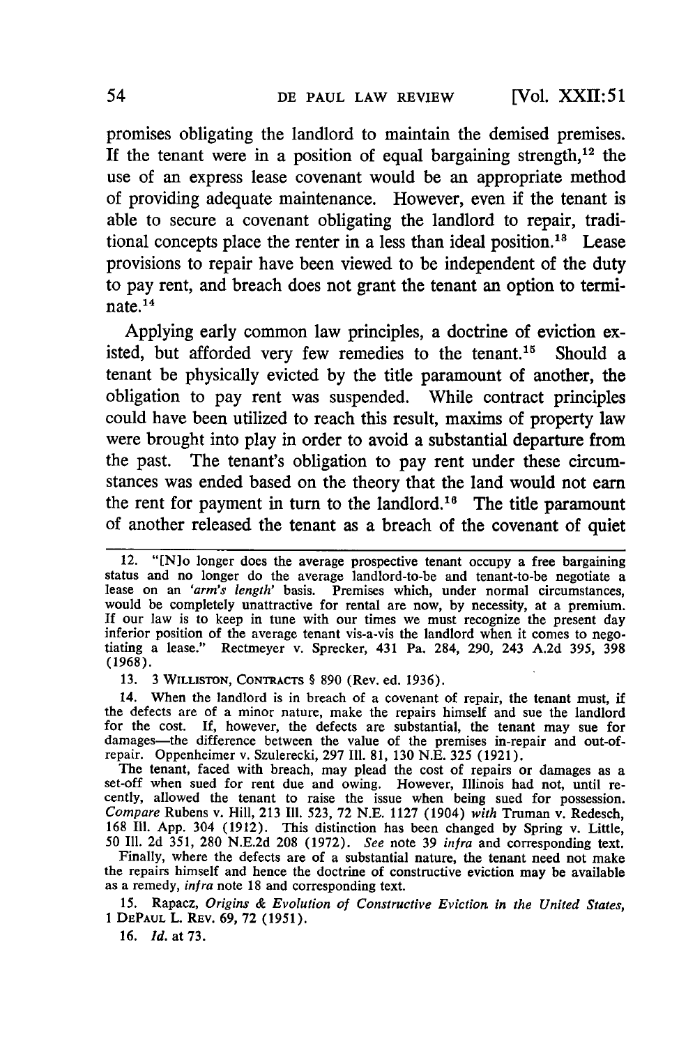promises obligating the landlord to maintain the demised premises. If the tenant were in a position of equal bargaining strength,[12] the use of an express lease covenant would be an appropriate method of providing adequate maintenance. However, even if the tenant is able to secure a covenant obligating the landlord to repair, traditional concepts place the renter in a less than ideal position.[13] Lease provisions to repair have been viewed to be independent of the duty to pay rent, and breach does not grant the tenant an option to terminate.[14]

Applying early common law principles, a doctrine of eviction existed, but afforded very few remedies to the tenant.[15] Should a tenant be physically evicted by the title paramount of another, the obligation to pay rent was suspended. While contract principles could have been utilized to reach this result, maxims of property law were brought into play in order to avoid a substantial departure from the past. The tenant's obligation to pay rent under these circumstances was ended based on the theory that the land would not earn the rent for payment in turn to the landlord.[16] The title paramount of another released the tenant as a breach of the covenant of quiet

---

12. "[N]o longer does the average prospective tenant occupy a free bargaining status and no longer do the average landlord-to-be and tenant-to-be negotiate a lease on an *'arm's length'* basis. Premises which, under normal circumstances, would be completely unattractive for rental are now, by necessity, at a premium. If our law is to keep in tune with our times we must recognize the present day inferior position of the average tenant vis-a-vis the landlord when it comes to negotiating a lease." Rectmeyer v. Sprecker, 431 Pa. 284, 290, 243 A.2d 395, 398 (1968).

13. 3 WILLISTON, CONTRACTS § 890 (Rev. ed. 1936).

14. When the landlord is in breach of a covenant of repair, the tenant must, if the defects are of a minor nature, make the repairs himself and sue the landlord for the cost. If, however, the defects are substantial, the tenant may sue for damages—the difference between the value of the premises in-repair and out-of-repair. Oppenheimer v. Szulerecki, 297 Ill. 81, 130 N.E. 325 (1921).

The tenant, faced with breach, may plead the cost of repairs or damages as a set-off when sued for rent due and owing. However, Illinois had not, until recently, allowed the tenant to raise the issue when being sued for possession. *Compare* Rubens v. Hill, 213 Ill. 523, 72 N.E. 1127 (1904) *with* Truman v. Redesch, 168 Ill. App. 304 (1912). This distinction has been changed by Spring v. Little, 50 Ill. 2d 351, 280 N.E.2d 208 (1972). *See* note 39 *infra* and corresponding text.

Finally, where the defects are of a substantial nature, the tenant need not make the repairs himself and hence the doctrine of constructive eviction may be available as a remedy, *infra* note 18 and corresponding text.

15. Rapacz, *Origins & Evolution of Constructive Eviction in the United States*, 1 DEPAUL L. REV. 69, 72 (1951).

16. *Id.* at 73.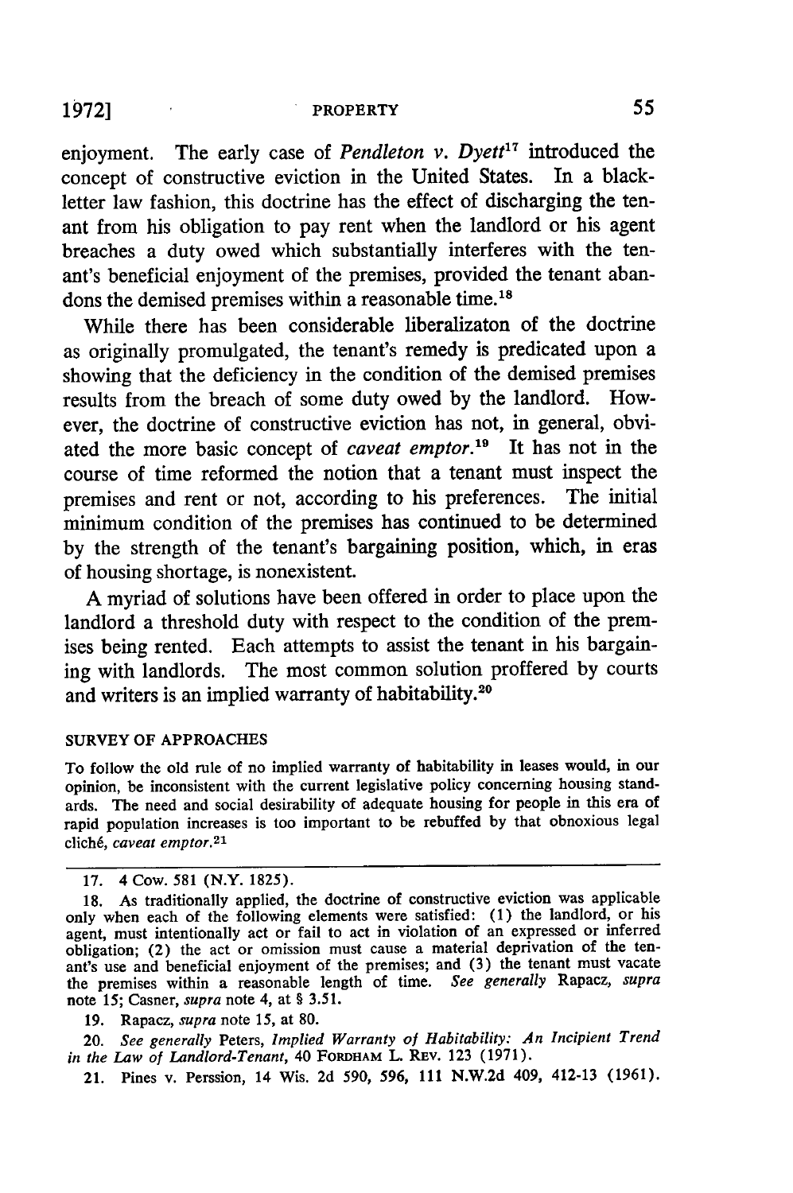enjoyment. The early case of *Pendleton v. Dyett*[17] introduced the concept of constructive eviction in the United States. In a black-letter law fashion, this doctrine has the effect of discharging the tenant from his obligation to pay rent when the landlord or his agent breaches a duty owed which substantially interferes with the tenant's beneficial enjoyment of the premises, provided the tenant abandons the demised premises within a reasonable time.[18]

While there has been considerable liberalizaton of the doctrine as originally promulgated, the tenant's remedy is predicated upon a showing that the deficiency in the condition of the demised premises results from the breach of some duty owed by the landlord. However, the doctrine of constructive eviction has not, in general, obviated the more basic concept of *caveat emptor*.[19] It has not in the course of time reformed the notion that a tenant must inspect the premises and rent or not, according to his preferences. The initial minimum condition of the premises has continued to be determined by the strength of the tenant's bargaining position, which, in eras of housing shortage, is nonexistent.

A myriad of solutions have been offered in order to place upon the landlord a threshold duty with respect to the condition of the premises being rented. Each attempts to assist the tenant in his bargaining with landlords. The most common solution proffered by courts and writers is an implied warranty of habitability.[20]

## SURVEY OF APPROACHES

> To follow the old rule of no implied warranty of habitability in leases would, in our opinion, be inconsistent with the current legislative policy concerning housing standards. The need and social desirability of adequate housing for people in this era of rapid population increases is too important to be rebuffed by that obnoxious legal cliché, *caveat emptor*.[21]

---

17. 4 Cow. 581 (N.Y. 1825).

18. As traditionally applied, the doctrine of constructive eviction was applicable only when each of the following elements were satisfied: (1) the landlord, or his agent, must intentionally act or fail to act in violation of an expressed or inferred obligation; (2) the act or omission must cause a material deprivation of the tenant's use and beneficial enjoyment of the premises; and (3) the tenant must vacate the premises within a reasonable length of time. *See generally* Rapacz, *supra* note 15; Casner, *supra* note 4, at § 3.51.

19. Rapacz, *supra* note 15, at 80.

20. *See generally* Peters, *Implied Warranty of Habitability: An Incipient Trend in the Law of Landlord-Tenant*, 40 FORDHAM L. REV. 123 (1971).

21. Pines v. Perssion, 14 Wis. 2d 590, 596, 111 N.W.2d 409, 412-13 (1961).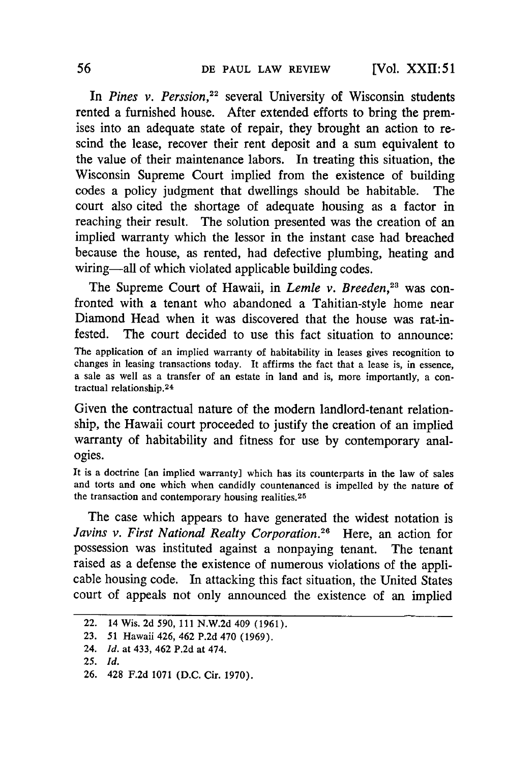In *Pines v. Perssion*,[22] several University of Wisconsin students rented a furnished house. After extended efforts to bring the premises into an adequate state of repair, they brought an action to rescind the lease, recover their rent deposit and a sum equivalent to the value of their maintenance labors. In treating this situation, the Wisconsin Supreme Court implied from the existence of building codes a policy judgment that dwellings should be habitable. The court also cited the shortage of adequate housing as a factor in reaching their result. The solution presented was the creation of an implied warranty which the lessor in the instant case had breached because the house, as rented, had defective plumbing, heating and wiring—all of which violated applicable building codes.

The Supreme Court of Hawaii, in *Lemle v. Breeden*,[23] was confronted with a tenant who abandoned a Tahitian-style home near Diamond Head when it was discovered that the house was rat-infested. The court decided to use this fact situation to announce:

> The application of an implied warranty of habitability in leases gives recognition to changes in leasing transactions today. It affirms the fact that a lease is, in essence, a sale as well as a transfer of an estate in land and is, more importantly, a contractual relationship.[24]

Given the contractual nature of the modern landlord-tenant relationship, the Hawaii court proceeded to justify the creation of an implied warranty of habitability and fitness for use by contemporary analogies.

> It is a doctrine [an implied warranty] which has its counterparts in the law of sales and torts and one which when candidly countenanced is impelled by the nature of the transaction and contemporary housing realities.[25]

The case which appears to have generated the widest notation is *Javins v. First National Realty Corporation*.[26] Here, an action for possession was instituted against a nonpaying tenant. The tenant raised as a defense the existence of numerous violations of the applicable housing code. In attacking this fact situation, the United States court of appeals not only announced the existence of an implied

---

22. 14 Wis. 2d 590, 111 N.W.2d 409 (1961).
23. 51 Hawaii 426, 462 P.2d 470 (1969).
24. *Id.* at 433, 462 P.2d at 474.
25. *Id.*
26. 428 F.2d 1071 (D.C. Cir. 1970).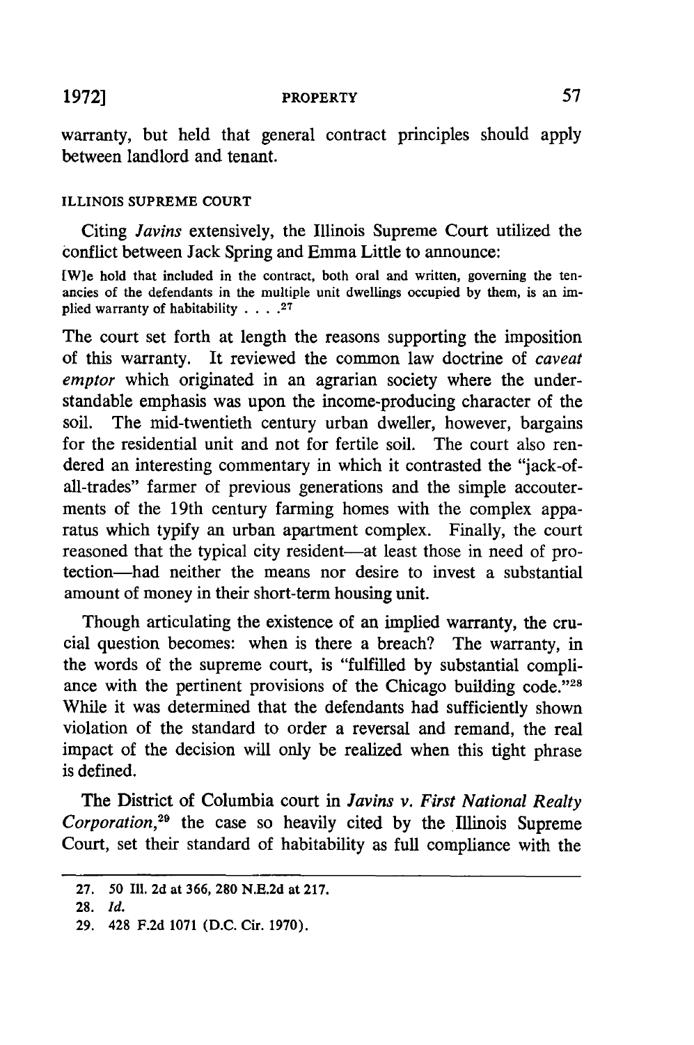warranty, but held that general contract principles should apply between landlord and tenant.

### ILLINOIS SUPREME COURT

Citing *Javins* extensively, the Illinois Supreme Court utilized the conflict between Jack Spring and Emma Little to announce:

> [W]e hold that included in the contract, both oral and written, governing the tenancies of the defendants in the multiple unit dwellings occupied by them, is an implied warranty of habitability . . . .[27]

The court set forth at length the reasons supporting the imposition of this warranty. It reviewed the common law doctrine of *caveat emptor* which originated in an agrarian society where the understandable emphasis was upon the income-producing character of the soil. The mid-twentieth century urban dweller, however, bargains for the residential unit and not for fertile soil. The court also rendered an interesting commentary in which it contrasted the "jack-of-all-trades" farmer of previous generations and the simple accouterments of the 19th century farming homes with the complex apparatus which typify an urban apartment complex. Finally, the court reasoned that the typical city resident—at least those in need of protection—had neither the means nor desire to invest a substantial amount of money in their short-term housing unit.

Though articulating the existence of an implied warranty, the crucial question becomes: when is there a breach? The warranty, in the words of the supreme court, is "fulfilled by substantial compliance with the pertinent provisions of the Chicago building code."[28] While it was determined that the defendants had sufficiently shown violation of the standard to order a reversal and remand, the real impact of the decision will only be realized when this tight phrase is defined.

The District of Columbia court in *Javins v. First National Realty Corporation*,[29] the case so heavily cited by the Illinois Supreme Court, set their standard of habitability as full compliance with the

---

27. 50 Ill. 2d at 366, 280 N.E.2d at 217.

28. *Id.*

29. 428 F.2d 1071 (D.C. Cir. 1970).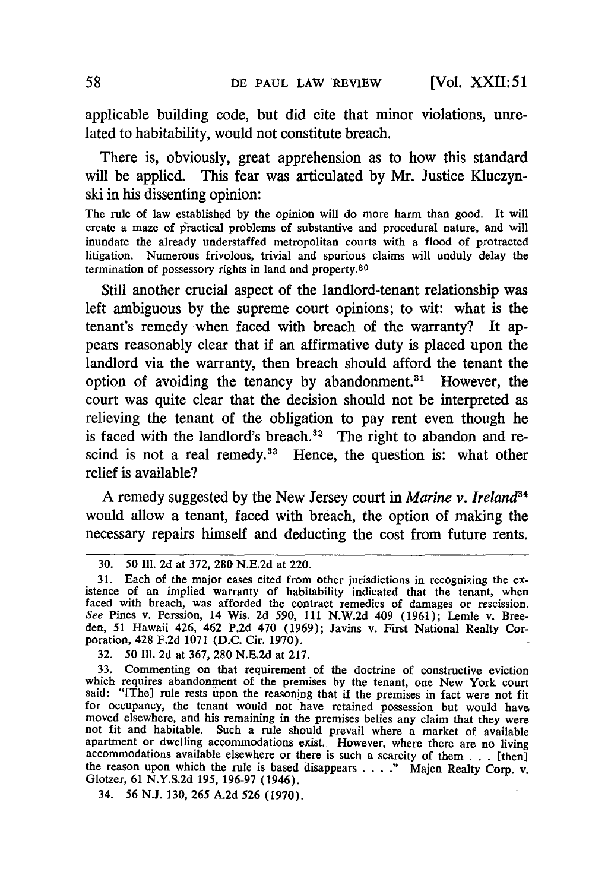applicable building code, but did cite that minor violations, unrelated to habitability, would not constitute breach.

There is, obviously, great apprehension as to how this standard will be applied. This fear was articulated by Mr. Justice Kluczynski in his dissenting opinion:

> The rule of law established by the opinion will do more harm than good. It will create a maze of practical problems of substantive and procedural nature, and will inundate the already understaffed metropolitan courts with a flood of protracted litigation. Numerous frivolous, trivial and spurious claims will unduly delay the termination of possessory rights in land and property.[30]

Still another crucial aspect of the landlord-tenant relationship was left ambiguous by the supreme court opinions; to wit: what is the tenant's remedy when faced with breach of the warranty? It appears reasonably clear that if an affirmative duty is placed upon the landlord via the warranty, then breach should afford the tenant the option of avoiding the tenancy by abandonment.[31] However, the court was quite clear that the decision should not be interpreted as relieving the tenant of the obligation to pay rent even though he is faced with the landlord's breach.[32] The right to abandon and rescind is not a real remedy.[33] Hence, the question is: what other relief is available?

A remedy suggested by the New Jersey court in *Marine v. Ireland*[34] would allow a tenant, faced with breach, the option of making the necessary repairs himself and deducting the cost from future rents.

---

30. 50 Ill. 2d at 372, 280 N.E.2d at 220.

31. Each of the major cases cited from other jurisdictions in recognizing the existence of an implied warranty of habitability indicated that the tenant, when faced with breach, was afforded the contract remedies of damages or rescission. *See* Pines v. Perssion, 14 Wis. 2d 590, 111 N.W.2d 409 (1961); Lemle v. Breeden, 51 Hawaii 426, 462 P.2d 470 (1969); Javins v. First National Realty Corporation, 428 F.2d 1071 (D.C. Cir. 1970).

32. 50 Ill. 2d at 367, 280 N.E.2d at 217.

33. Commenting on that requirement of the doctrine of constructive eviction which requires abandonment of the premises by the tenant, one New York court said: "[The] rule rests upon the reasoning that if the premises in fact were not fit for occupancy, the tenant would not have retained possession but would have moved elsewhere, and his remaining in the premises belies any claim that they were not fit and habitable. Such a rule should prevail where a market of available apartment or dwelling accommodations exist. However, where there are no living accommodations available elsewhere or there is such a scarcity of them . . . [then] the reason upon which the rule is based disappears . . . ." Majen Realty Corp. v. Glotzer, 61 N.Y.S.2d 195, 196-97 (1946).

34. 56 N.J. 130, 265 A.2d 526 (1970).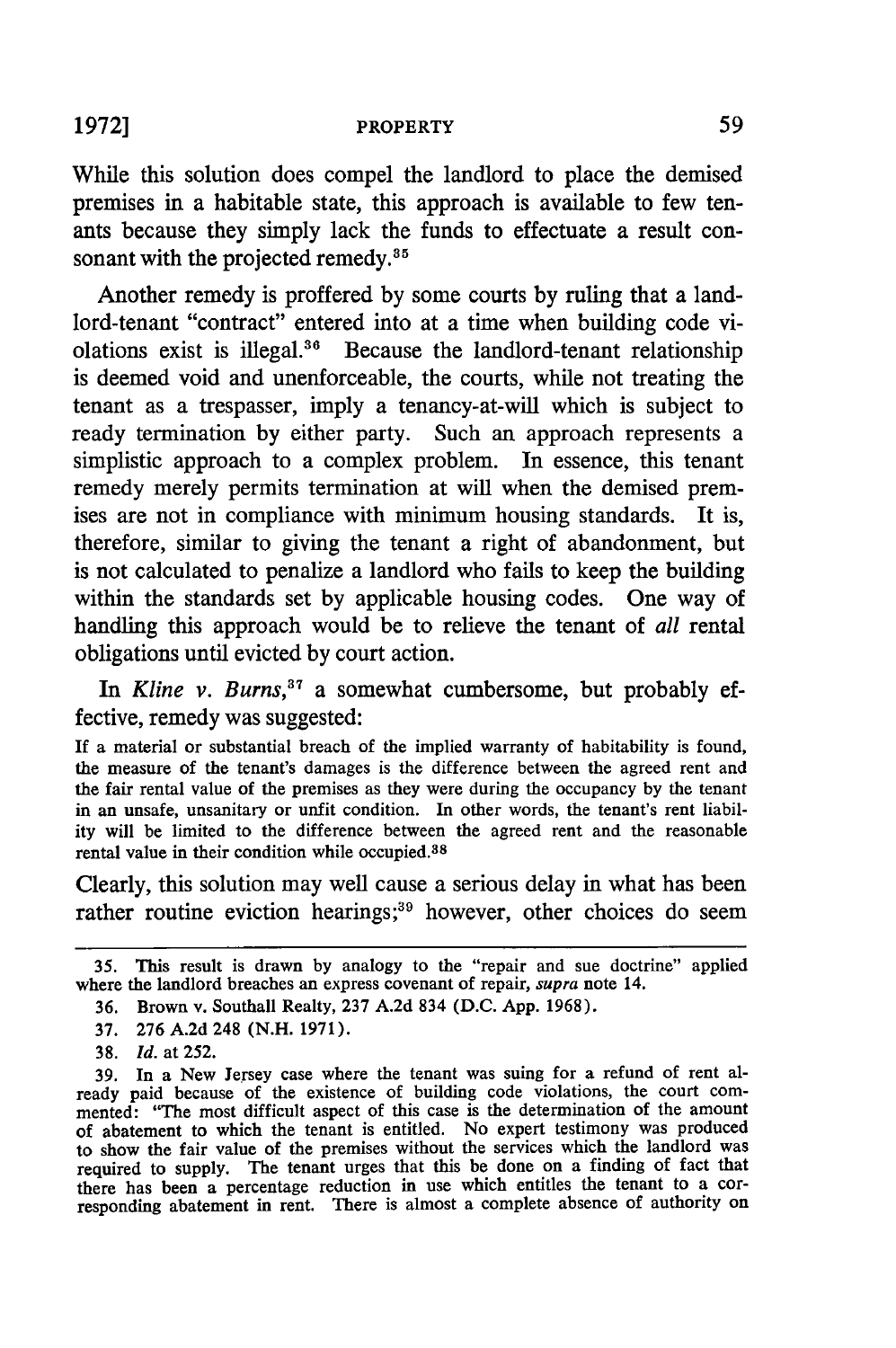While this solution does compel the landlord to place the demised premises in a habitable state, this approach is available to few tenants because they simply lack the funds to effectuate a result consonant with the projected remedy.[35]

Another remedy is proffered by some courts by ruling that a landlord-tenant "contract" entered into at a time when building code violations exist is illegal.[36] Because the landlord-tenant relationship is deemed void and unenforceable, the courts, while not treating the tenant as a trespasser, imply a tenancy-at-will which is subject to ready termination by either party. Such an approach represents a simplistic approach to a complex problem. In essence, this tenant remedy merely permits termination at will when the demised premises are not in compliance with minimum housing standards. It is, therefore, similar to giving the tenant a right of abandonment, but is not calculated to penalize a landlord who fails to keep the building within the standards set by applicable housing codes. One way of handling this approach would be to relieve the tenant of *all* rental obligations until evicted by court action.

In *Kline v. Burns*,[37] a somewhat cumbersome, but probably effective, remedy was suggested:

> If a material or substantial breach of the implied warranty of habitability is found, the measure of the tenant's damages is the difference between the agreed rent and the fair rental value of the premises as they were during the occupancy by the tenant in an unsafe, unsanitary or unfit condition. In other words, the tenant's rent liability will be limited to the difference between the agreed rent and the reasonable rental value in their condition while occupied.[38]

Clearly, this solution may well cause a serious delay in what has been rather routine eviction hearings;[39] however, other choices do seem

---

35. This result is drawn by analogy to the "repair and sue doctrine" applied where the landlord breaches an express covenant of repair, *supra* note 14.

36. Brown v. Southall Realty, 237 A.2d 834 (D.C. App. 1968).

37. 276 A.2d 248 (N.H. 1971).

38. *Id.* at 252.

39. In a New Jersey case where the tenant was suing for a refund of rent already paid because of the existence of building code violations, the court commented: "The most difficult aspect of this case is the determination of the amount of abatement to which the tenant is entitled. No expert testimony was produced to show the fair value of the premises without the services which the landlord was required to supply. The tenant urges that this be done on a finding of fact that there has been a percentage reduction in use which entitles the tenant to a corresponding abatement in rent. There is almost a complete absence of authority on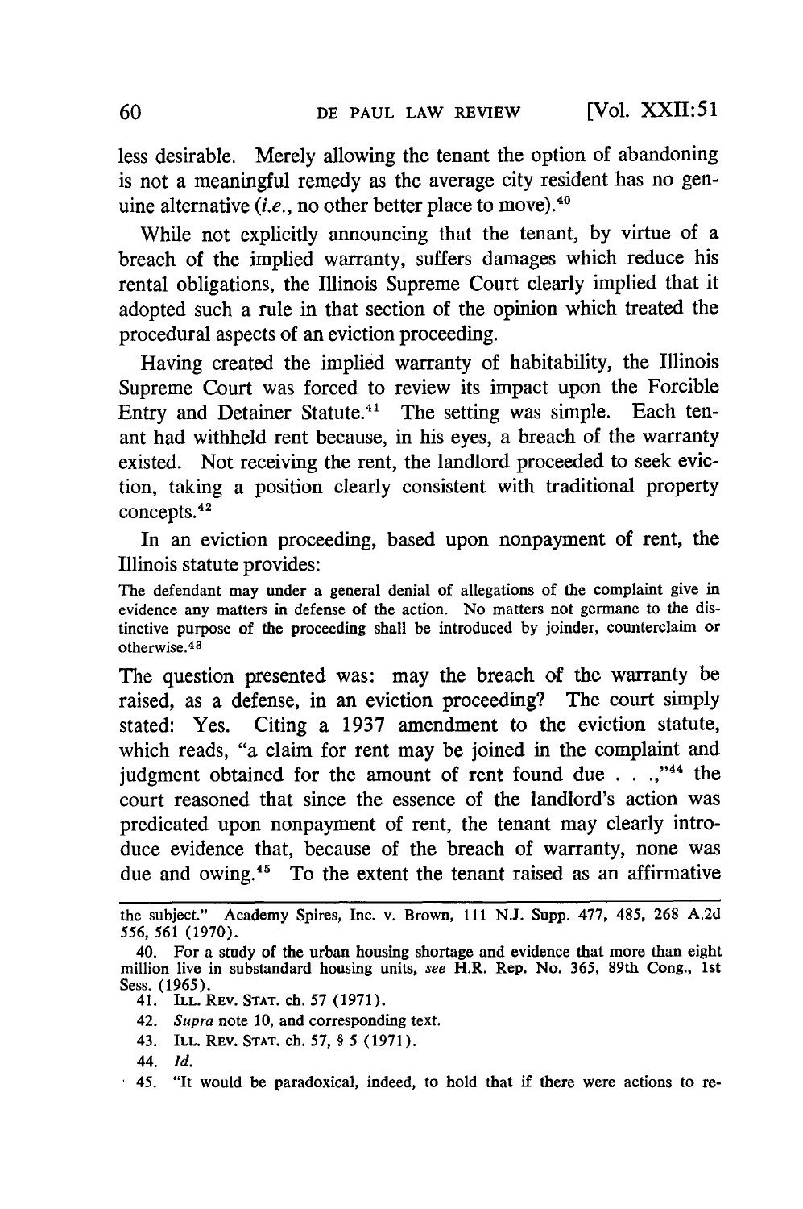less desirable. Merely allowing the tenant the option of abandoning is not a meaningful remedy as the average city resident has no genuine alternative (*i.e.*, no other better place to move).[40]

While not explicitly announcing that the tenant, by virtue of a breach of the implied warranty, suffers damages which reduce his rental obligations, the Illinois Supreme Court clearly implied that it adopted such a rule in that section of the opinion which treated the procedural aspects of an eviction proceeding.

Having created the implied warranty of habitability, the Illinois Supreme Court was forced to review its impact upon the Forcible Entry and Detainer Statute.[41] The setting was simple. Each tenant had withheld rent because, in his eyes, a breach of the warranty existed. Not receiving the rent, the landlord proceeded to seek eviction, taking a position clearly consistent with traditional property concepts.[42]

In an eviction proceeding, based upon nonpayment of rent, the Illinois statute provides:

> The defendant may under a general denial of allegations of the complaint give in evidence any matters in defense of the action. No matters not germane to the distinctive purpose of the proceeding shall be introduced by joinder, counterclaim or otherwise.[43]

The question presented was: may the breach of the warranty be raised, as a defense, in an eviction proceeding? The court simply stated: Yes. Citing a 1937 amendment to the eviction statute, which reads, "a claim for rent may be joined in the complaint and judgment obtained for the amount of rent found due . . .,"[44] the court reasoned that since the essence of the landlord's action was predicated upon nonpayment of rent, the tenant may clearly introduce evidence that, because of the breach of warranty, none was due and owing.[45] To the extent the tenant raised as an affirmative

---

the subject." Academy Spires, Inc. v. Brown, 111 N.J. Supp. 477, 485, 268 A.2d 556, 561 (1970).

40. For a study of the urban housing shortage and evidence that more than eight million live in substandard housing units, *see* H.R. Rep. No. 365, 89th Cong., 1st Sess. (1965).

41. ILL. REV. STAT. ch. 57 (1971).

42. *Supra* note 10, and corresponding text.

43. ILL. REV. STAT. ch. 57, § 5 (1971).

44. *Id.*

45. "It would be paradoxical, indeed, to hold that if there were actions to re-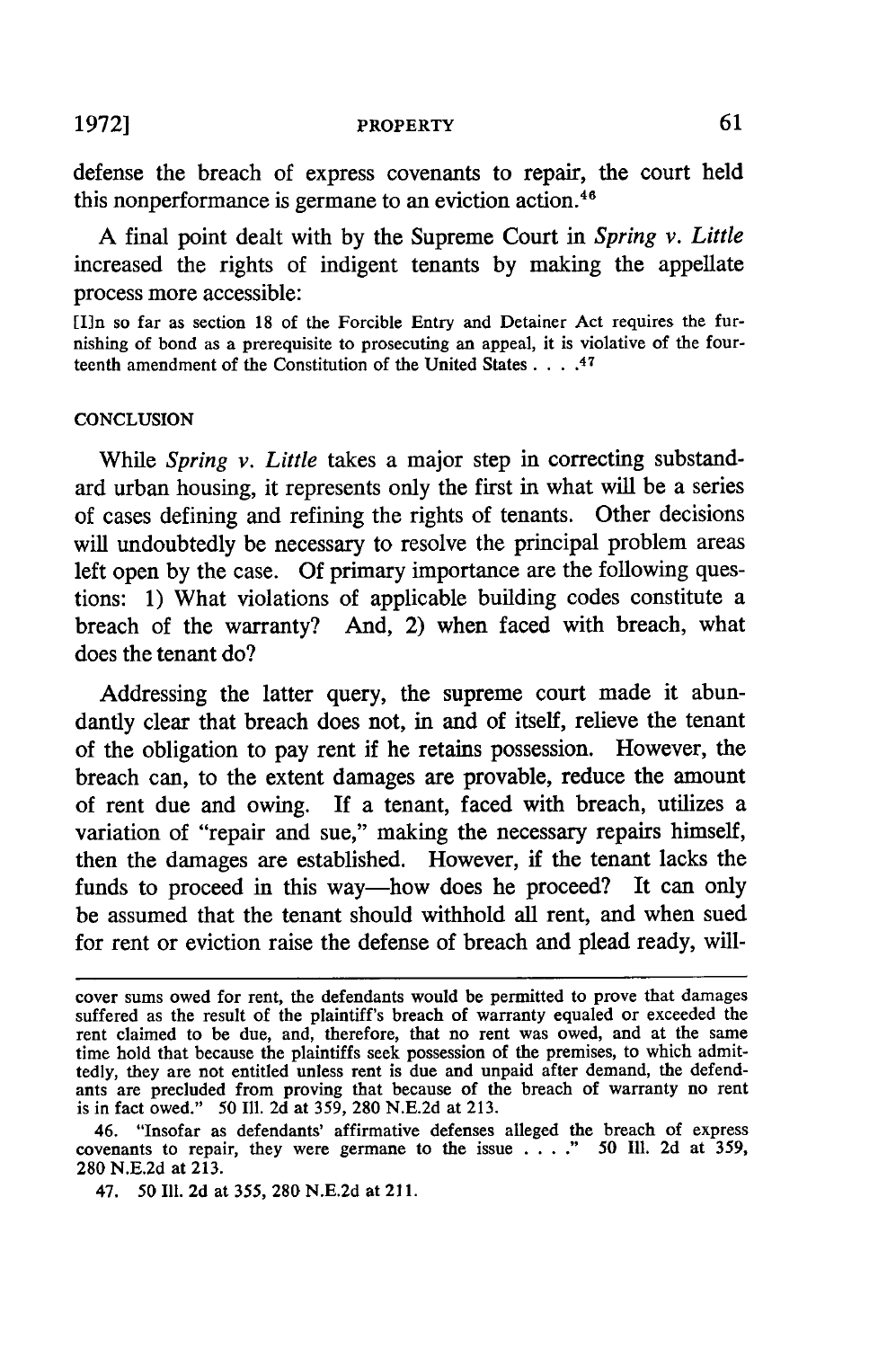defense the breach of express covenants to repair, the court held this nonperformance is germane to an eviction action.[46]

A final point dealt with by the Supreme Court in *Spring v. Little* increased the rights of indigent tenants by making the appellate process more accessible:

> [I]n so far as section 18 of the Forcible Entry and Detainer Act requires the furnishing of bond as a prerequisite to prosecuting an appeal, it is violative of the fourteenth amendment of the Constitution of the United States . . . .[47]

## CONCLUSION

While *Spring v. Little* takes a major step in correcting substandard urban housing, it represents only the first in what will be a series of cases defining and refining the rights of tenants. Other decisions will undoubtedly be necessary to resolve the principal problem areas left open by the case. Of primary importance are the following questions: 1) What violations of applicable building codes constitute a breach of the warranty? And, 2) when faced with breach, what does the tenant do?

Addressing the latter query, the supreme court made it abundantly clear that breach does not, in and of itself, relieve the tenant of the obligation to pay rent if he retains possession. However, the breach can, to the extent damages are provable, reduce the amount of rent due and owing. If a tenant, faced with breach, utilizes a variation of "repair and sue," making the necessary repairs himself, then the damages are established. However, if the tenant lacks the funds to proceed in this way—how does he proceed? It can only be assumed that the tenant should withhold all rent, and when sued for rent or eviction raise the defense of breach and plead ready, will-

---

cover sums owed for rent, the defendants would be permitted to prove that damages suffered as the result of the plaintiff's breach of warranty equaled or exceeded the rent claimed to be due, and, therefore, that no rent was owed, and at the same time hold that because the plaintiffs seek possession of the premises, to which admittedly, they are not entitled unless rent is due and unpaid after demand, the defendants are precluded from proving that because of the breach of warranty no rent is in fact owed." 50 Ill. 2d at 359, 280 N.E.2d at 213.

46. "Insofar as defendants' affirmative defenses alleged the breach of express covenants to repair, they were germane to the issue . . . ." 50 Ill. 2d at 359, 280 N.E.2d at 213.

47. 50 Ill. 2d at 355, 280 N.E.2d at 211.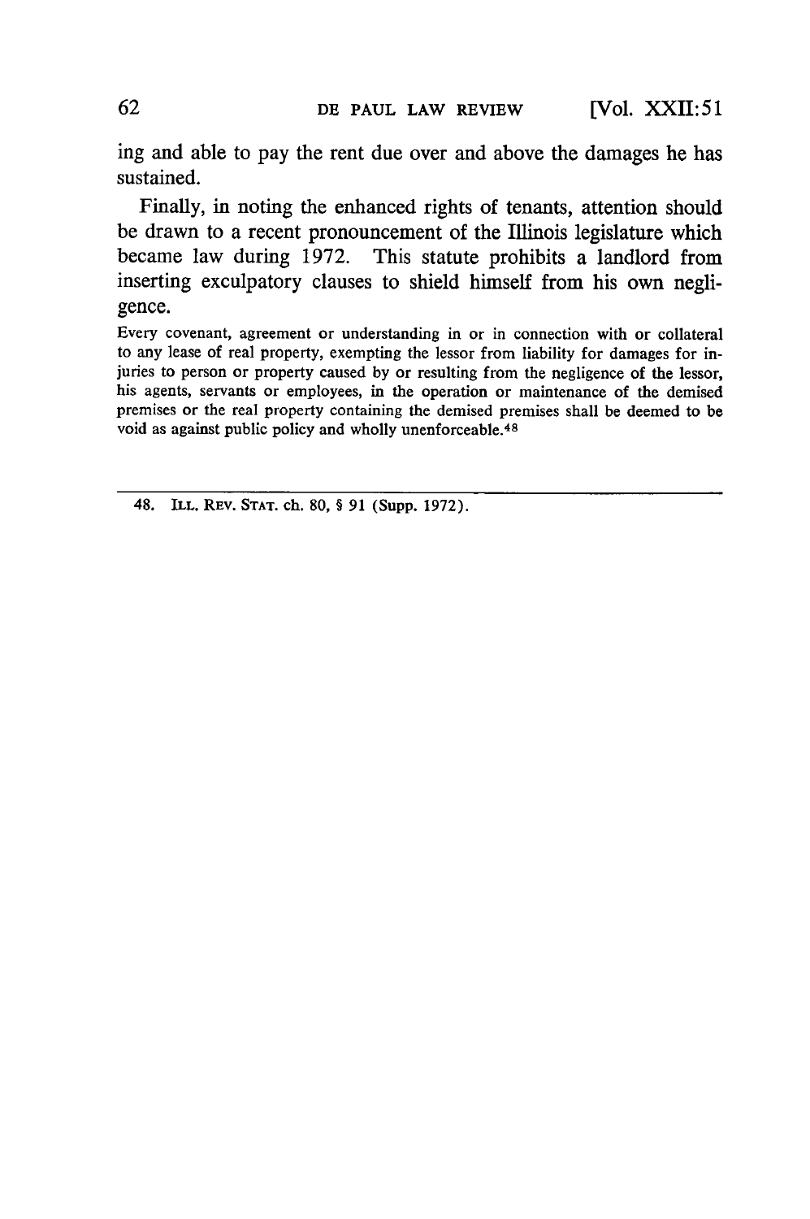ing and able to pay the rent due over and above the damages he has sustained.

Finally, in noting the enhanced rights of tenants, attention should be drawn to a recent pronouncement of the Illinois legislature which became law during 1972. This statute prohibits a landlord from inserting exculpatory clauses to shield himself from his own negligence.

> Every covenant, agreement or understanding in or in connection with or collateral to any lease of real property, exempting the lessor from liability for damages for injuries to person or property caused by or resulting from the negligence of the lessor, his agents, servants or employees, in the operation or maintenance of the demised premises or the real property containing the demised premises shall be deemed to be void as against public policy and wholly unenforceable.[48]

---

48. ILL. REV. STAT. ch. 80, § 91 (Supp. 1972).